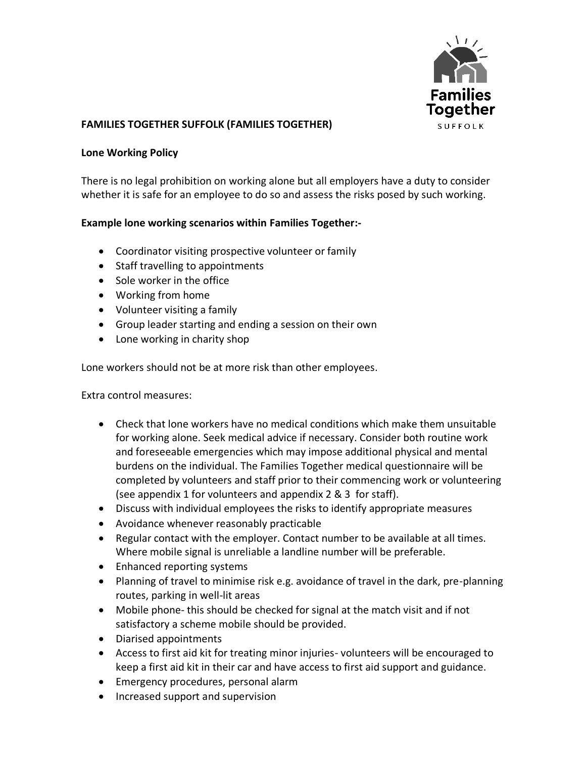**FAMILIES TOGETHER SUFFOLK (FAMILIES TOGETHER)**

**Lone Working Policy**

There is no legal prohibition on working alone but all employers have a duty to consider whether it is safe for an employee to do so and assess the risks posed by such working.

**Example lone working scenarios within Families Together:-**

- Coordinator visiting prospective volunteer or family
- Staff travelling to appointments
- Sole worker in the office
- Working from home
- Volunteer visiting a family
- Group leader starting and ending a session on their own
- Lone working in charity shop

Lone workers should not be at more risk than other employees.

Extra control measures:

- Check that lone workers have no medical conditions which make them unsuitable for working alone. Seek medical advice if necessary. Consider both routine work and foreseeable emergencies which may impose additional physical and mental burdens on the individual. The Families Together medical questionnaire will be completed by volunteers and staff prior to their commencing work or volunteering (see appendix 1 for volunteers and appendix 2 & 3 for staff).
- Discuss with individual employees the risks to identify appropriate measures
- Avoidance whenever reasonably practicable
- Regular contact with the employer. Contact number to be available at all times. Where mobile signal is unreliable a landline number will be preferable.
- Enhanced reporting systems
- Planning of travel to minimise risk e.g. avoidance of travel in the dark, pre-planning routes, parking in well-lit areas
- Mobile phone- this should be checked for signal at the match visit and if not satisfactory a scheme mobile should be provided.
- Diarised appointments
- Access to first aid kit for treating minor injuries- volunteers will be encouraged to keep a first aid kit in their car and have access to first aid support and guidance.
- Emergency procedures, personal alarm
- Increased support and supervision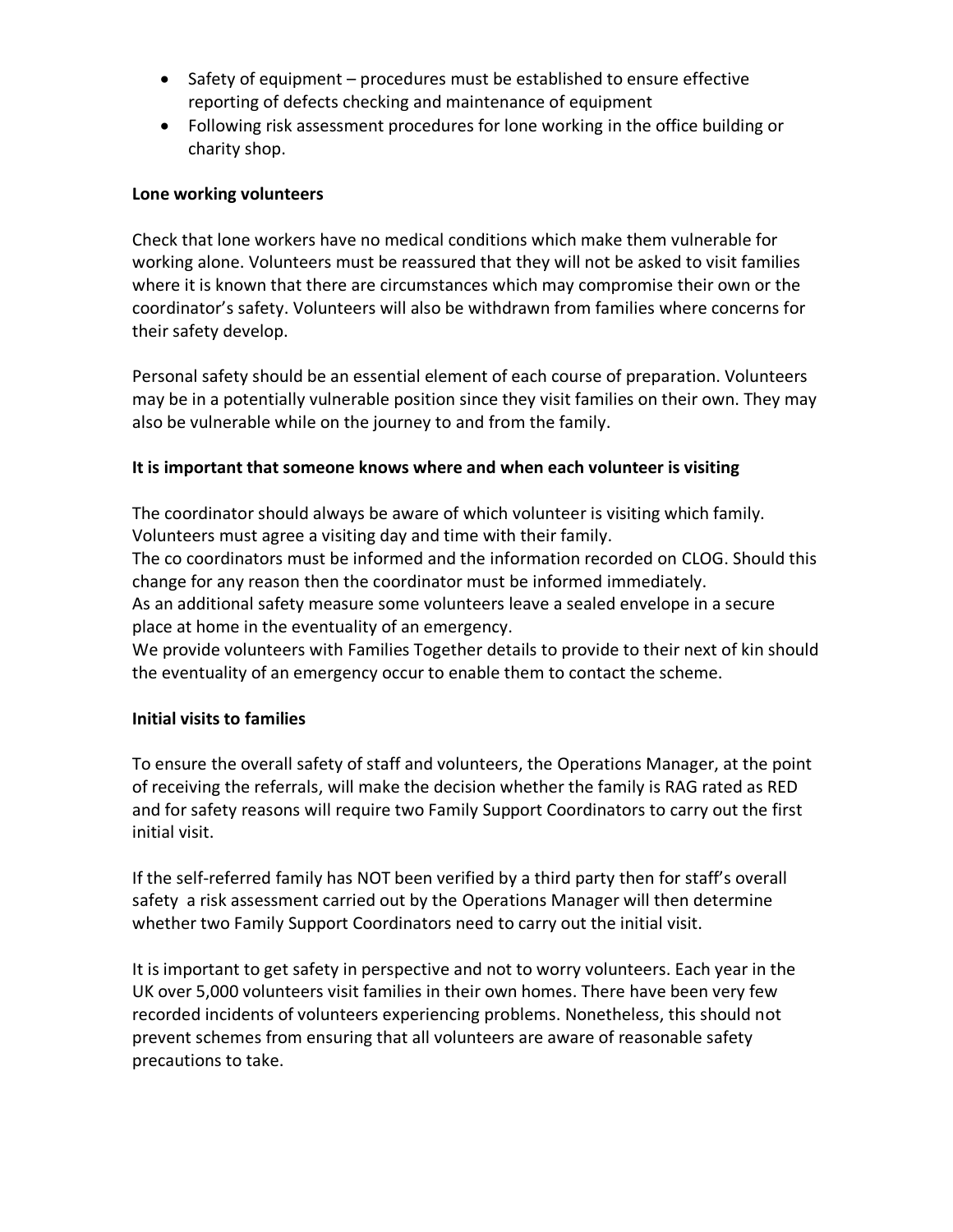- Safety of equipment – procedures must be established to ensure effective reporting of defects checking and maintenance of equipment
- Following risk assessment procedures for lone working in the office building or charity shop.

**Lone working volunteers**

Check that lone workers have no medical conditions which make them vulnerable for working alone. Volunteers must be reassured that they will not be asked to visit families where it is known that there are circumstances which may compromise their own or the coordinator's safety. Volunteers will also be withdrawn from families where concerns for their safety develop.

Personal safety should be an essential element of each course of preparation. Volunteers may be in a potentially vulnerable position since they visit families on their own. They may also be vulnerable while on the journey to and from the family.

**It is important that someone knows where and when each volunteer is visiting**

The coordinator should always be aware of which volunteer is visiting which family.
Volunteers must agree a visiting day and time with their family.
The co coordinators must be informed and the information recorded on CLOG. Should this change for any reason then the coordinator must be informed immediately.
As an additional safety measure some volunteers leave a sealed envelope in a secure place at home in the eventuality of an emergency.
We provide volunteers with Families Together details to provide to their next of kin should the eventuality of an emergency occur to enable them to contact the scheme.

**Initial visits to families**

To ensure the overall safety of staff and volunteers, the Operations Manager, at the point of receiving the referrals, will make the decision whether the family is RAG rated as RED and for safety reasons will require two Family Support Coordinators to carry out the first initial visit.

If the self-referred family has NOT been verified by a third party then for staff's overall safety a risk assessment carried out by the Operations Manager will then determine whether two Family Support Coordinators need to carry out the initial visit.

It is important to get safety in perspective and not to worry volunteers. Each year in the UK over 5,000 volunteers visit families in their own homes. There have been very few recorded incidents of volunteers experiencing problems. Nonetheless, this should not prevent schemes from ensuring that all volunteers are aware of reasonable safety precautions to take.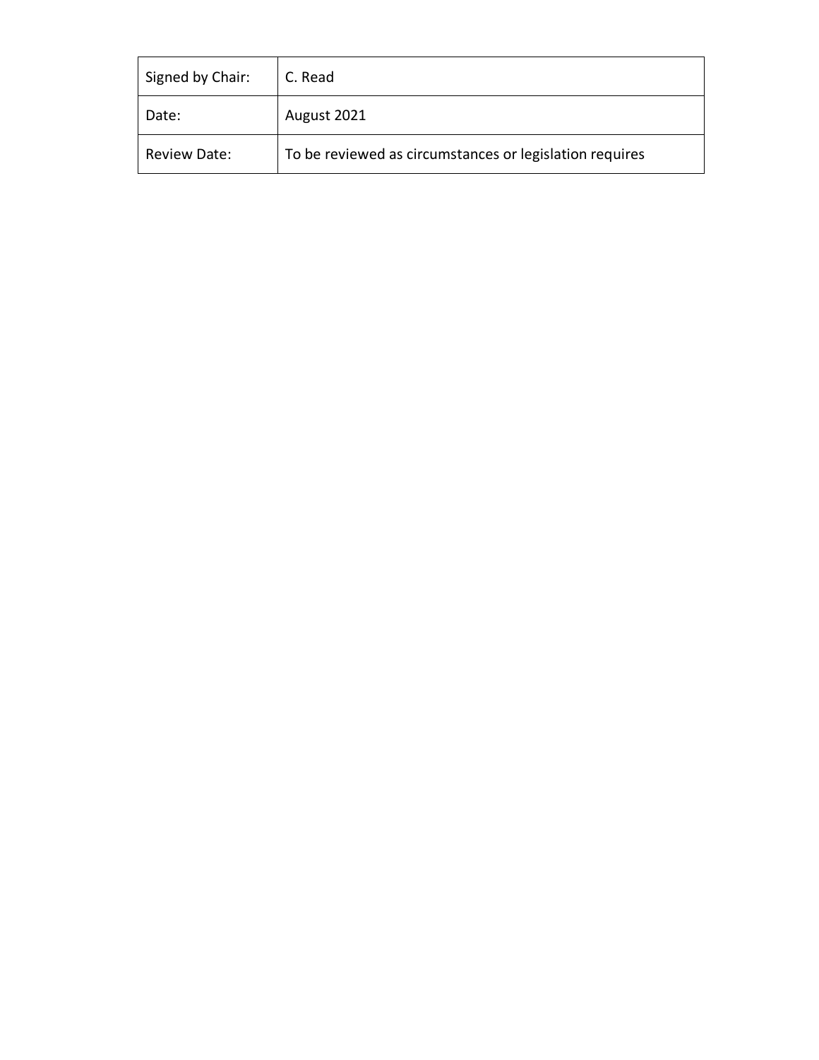| Signed by Chair: | C. Read |
| --- | --- |
| Date: | August 2021 |
| Review Date: | To be reviewed as circumstances or legislation requires |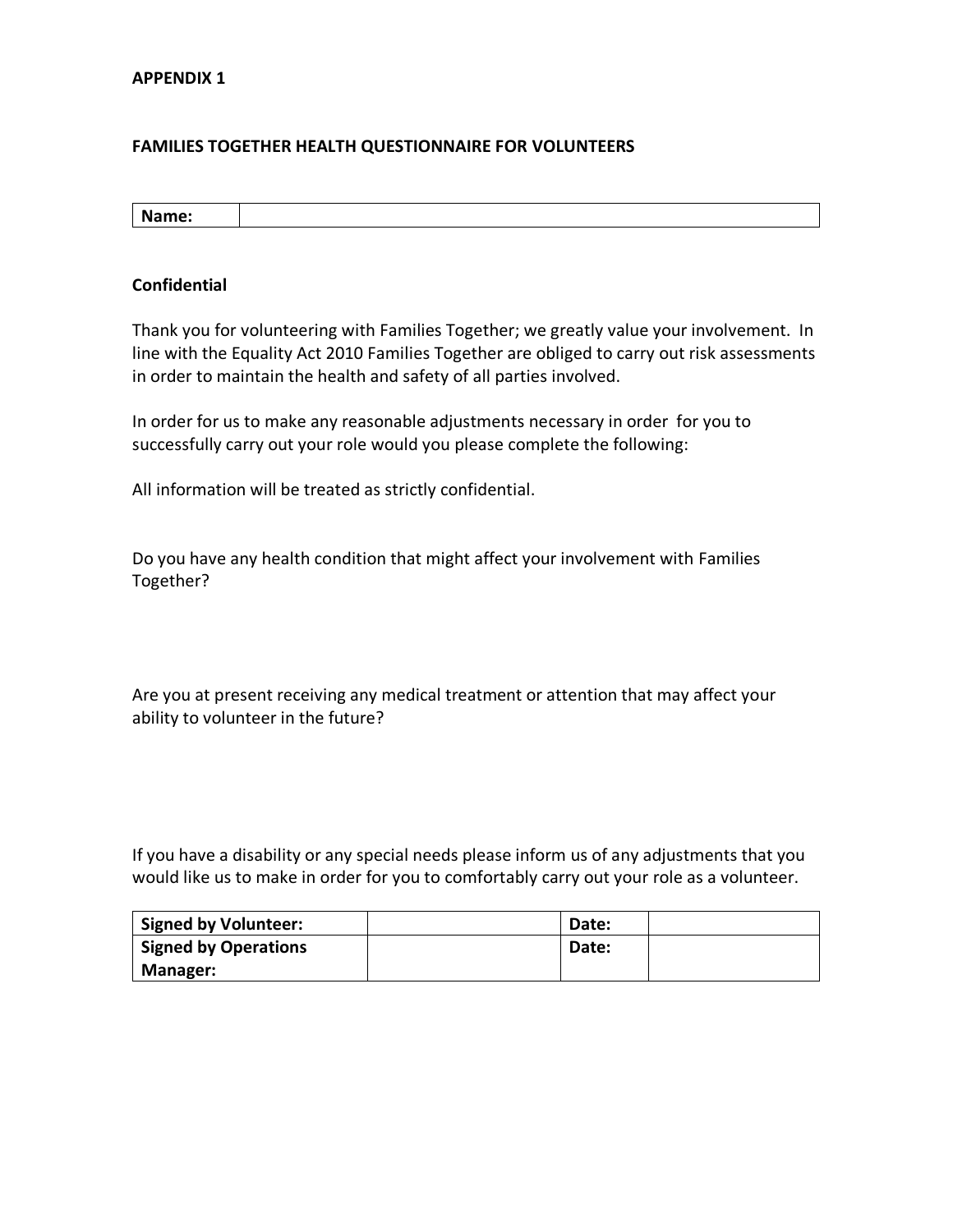**APPENDIX 1**

**FAMILIES TOGETHER HEALTH QUESTIONNAIRE FOR VOLUNTEERS**

| **Name:** | |
|---|---|

**Confidential**

Thank you for volunteering with Families Together; we greatly value your involvement. In line with the Equality Act 2010 Families Together are obliged to carry out risk assessments in order to maintain the health and safety of all parties involved.

In order for us to make any reasonable adjustments necessary in order for you to successfully carry out your role would you please complete the following:

All information will be treated as strictly confidential.

Do you have any health condition that might affect your involvement with Families Together?

Are you at present receiving any medical treatment or attention that may affect your ability to volunteer in the future?

If you have a disability or any special needs please inform us of any adjustments that you would like us to make in order for you to comfortably carry out your role as a volunteer.

| **Signed by Volunteer:** | | **Date:** | |
|---|---|---|---|
| **Signed by Operations Manager:** | | **Date:** | |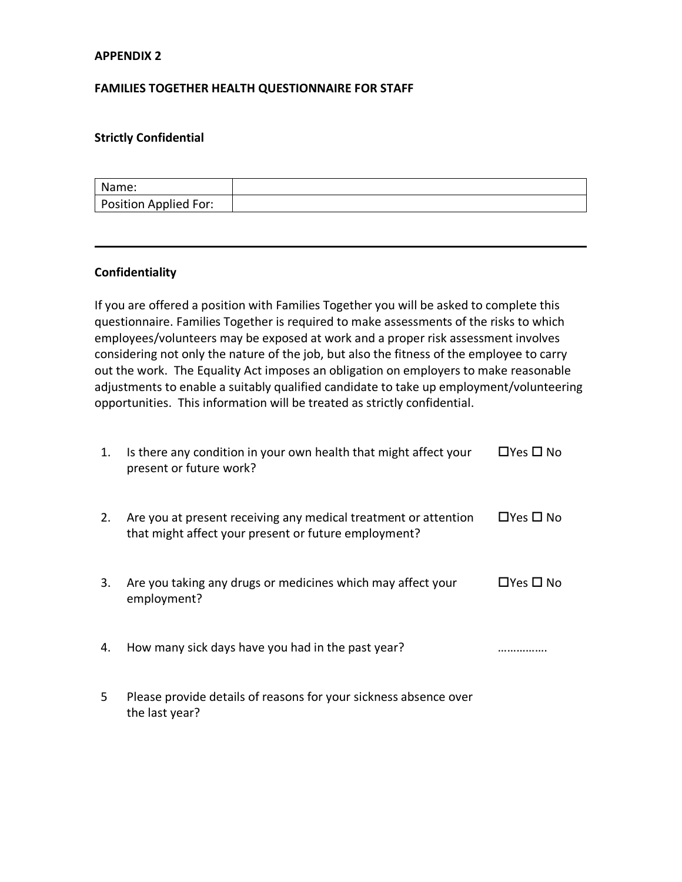**APPENDIX 2**

**FAMILIES TOGETHER HEALTH QUESTIONNAIRE FOR STAFF**

**Strictly Confidential**

| Name: | |
|---|---|
| Position Applied For: | |

---

**Confidentiality**

If you are offered a position with Families Together you will be asked to complete this questionnaire. Families Together is required to make assessments of the risks to which employees/volunteers may be exposed at work and a proper risk assessment involves considering not only the nature of the job, but also the fitness of the employee to carry out the work. The Equality Act imposes an obligation on employers to make reasonable adjustments to enable a suitably qualified candidate to take up employment/volunteering opportunities. This information will be treated as strictly confidential.

1. Is there any condition in your own health that might affect your present or future work? ☐Yes ☐ No

2. Are you at present receiving any medical treatment or attention that might affect your present or future employment? ☐Yes ☐ No

3. Are you taking any drugs or medicines which may affect your employment? ☐Yes ☐ No

4. How many sick days have you had in the past year? …………….

5 Please provide details of reasons for your sickness absence over the last year?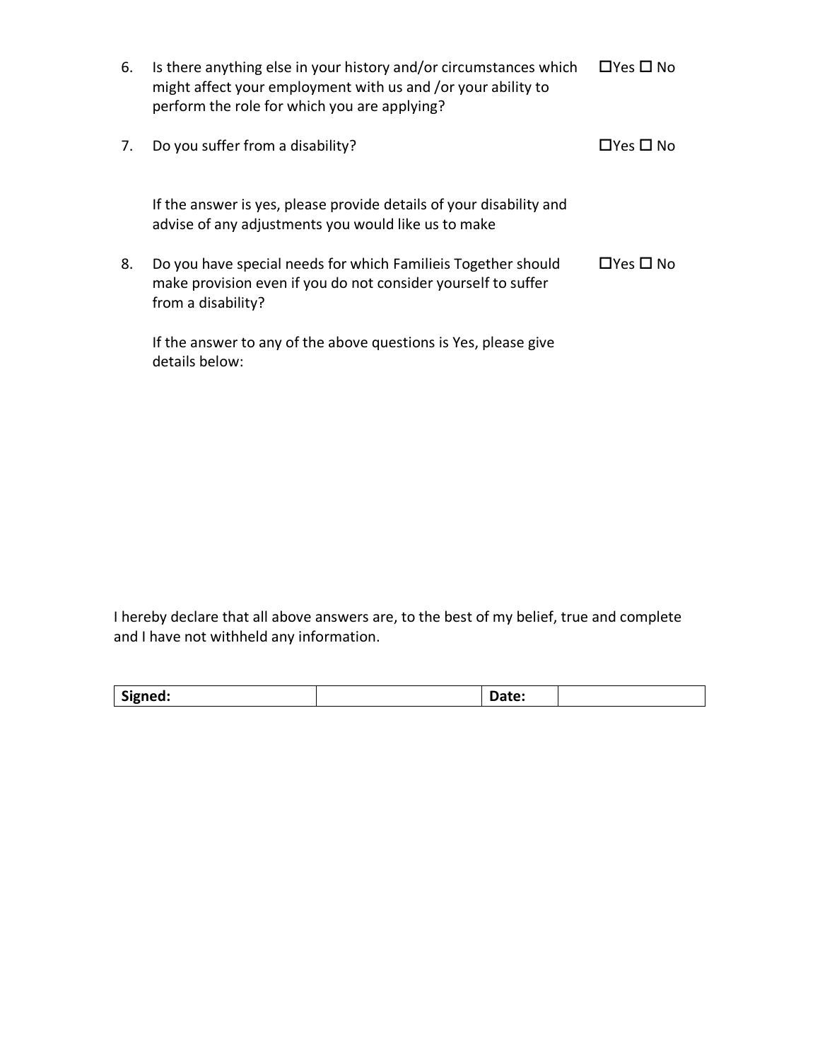6. Is there anything else in your history and/or circumstances which might affect your employment with us and /or your ability to perform the role for which you are applying? ☐Yes ☐ No

7. Do you suffer from a disability? ☐Yes ☐ No

   If the answer is yes, please provide details of your disability and advise of any adjustments you would like us to make

8. Do you have special needs for which Familieis Together should make provision even if you do not consider yourself to suffer from a disability? ☐Yes ☐ No

   If the answer to any of the above questions is Yes, please give details below:

I hereby declare that all above answers are, to the best of my belief, true and complete and I have not withheld any information.

| **Signed:** | | **Date:** | |
|---|---|---|---|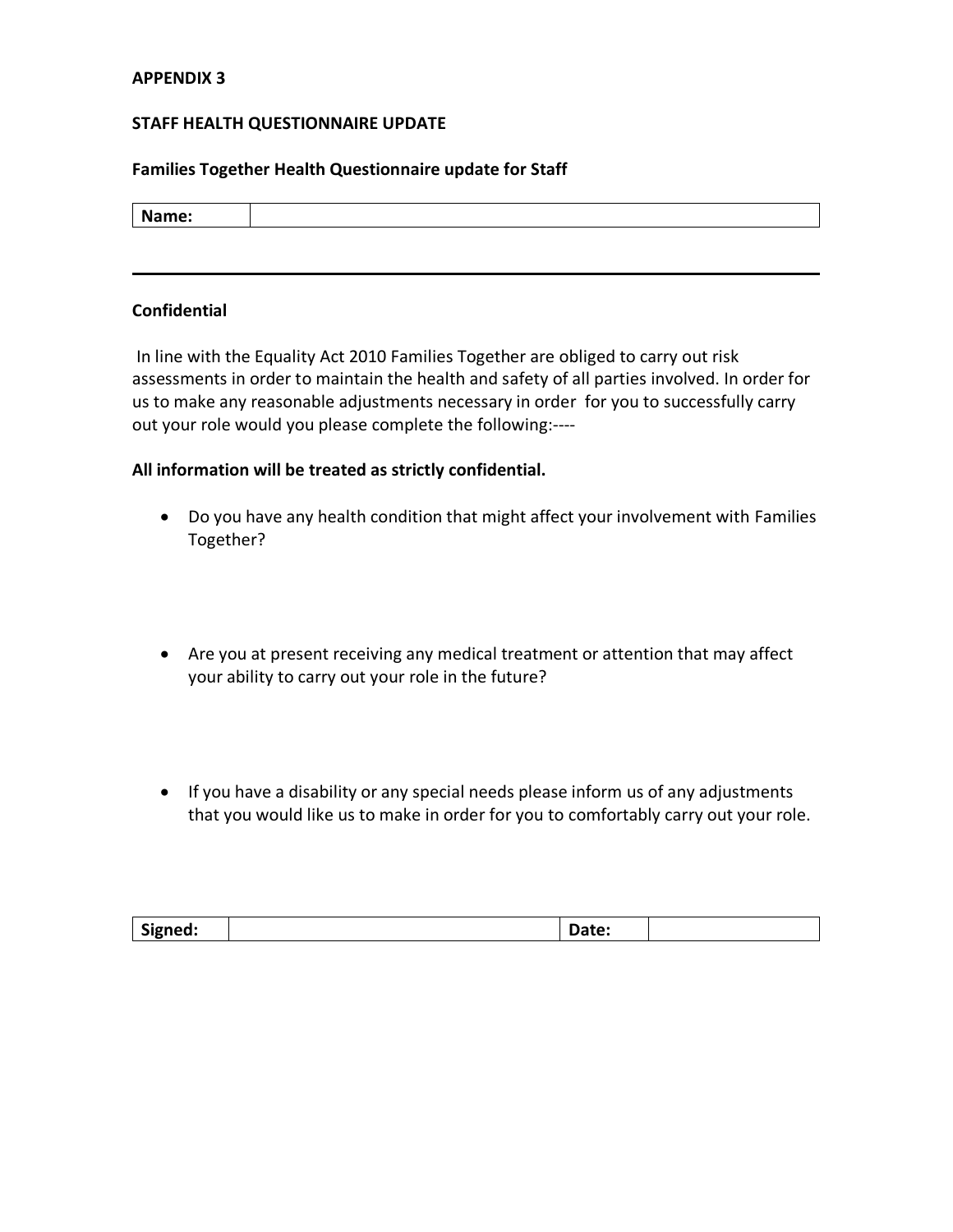**APPENDIX 3**

**STAFF HEALTH QUESTIONNAIRE UPDATE**

**Families Together Health Questionnaire update for Staff**

| | |
|---|---|
| **Name:** | |

---

**Confidential**

In line with the Equality Act 2010 Families Together are obliged to carry out risk assessments in order to maintain the health and safety of all parties involved. In order for us to make any reasonable adjustments necessary in order for you to successfully carry out your role would you please complete the following:----

**All information will be treated as strictly confidential.**

- Do you have any health condition that might affect your involvement with Families Together?

- Are you at present receiving any medical treatment or attention that may affect your ability to carry out your role in the future?

- If you have a disability or any special needs please inform us of any adjustments that you would like us to make in order for you to comfortably carry out your role.

| | | | |
|---|---|---|---|
| **Signed:** | | **Date:** | |